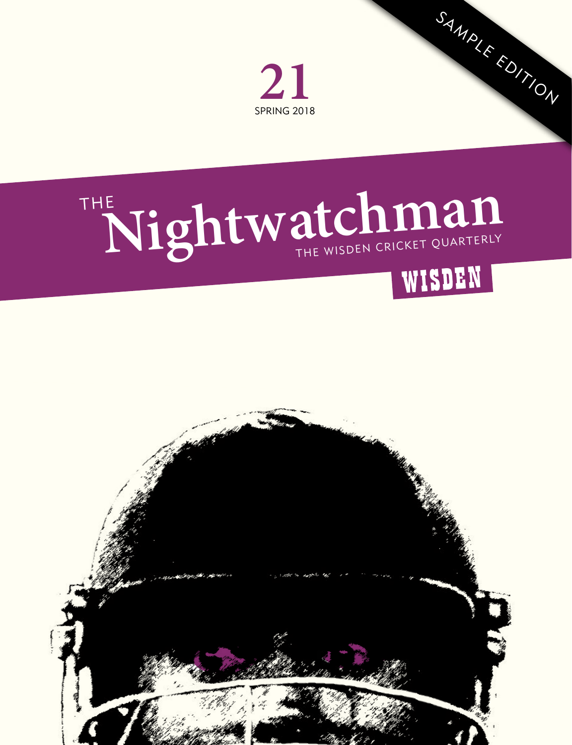SAMPLE EDITION

21

SPRING 2018

# THE Nightwatchman

THE WISDEN CRICKET QUARTERLY

WISDEN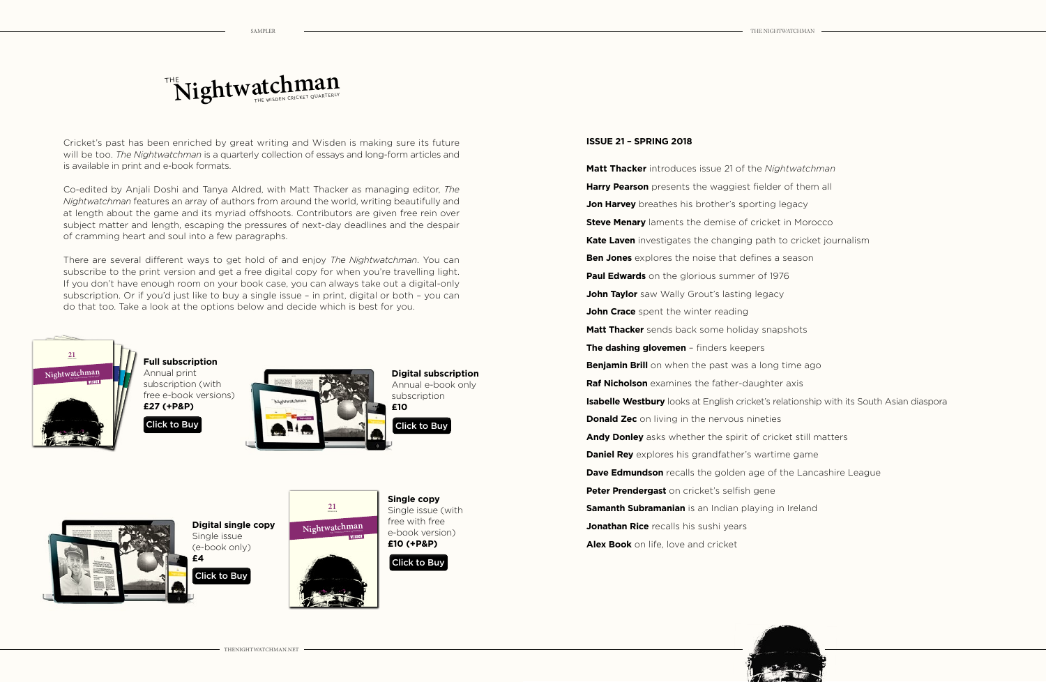# THE Nightwatchman

THE WISDEN CRICKET QUARTERLY

Cricket's past has been enriched by great writing and Wisden is making sure its future will be too. *The Nightwatchman* is a quarterly collection of essays and long-form articles and is available in print and e-book formats.

Co-edited by Anjali Doshi and Tanya Aldred, with Matt Thacker as managing editor, *The Nightwatchman* features an array of authors from around the world, writing beautifully and at length about the game and its myriad offshoots. Contributors are given free rein over subject matter and length, escaping the pressures of next-day deadlines and the despair of cramming heart and soul into a few paragraphs.

There are several different ways to get hold of and enjoy *The Nightwatchman*. You can subscribe to the print version and get a free digital copy for when you're travelling light. If you don't have enough room on your book case, you can always take out a digital-only subscription. Or if you'd just like to buy a single issue – in print, digital or both – you can do that too. Take a look at the options below and decide which is best for you.

**Full subscription**
Annual print subscription (with free e-book versions)
**£27 (+P&P)**
Click to Buy

**Digital subscription**
Annual e-book only subscription
**£10**
Click to Buy

**Digital single copy**
Single issue (e-book only)
**£4**
Click to Buy

**Single copy**
Single issue (with free with free e-book version)
**£10 (+P&P)**
Click to Buy

**ISSUE 21 – SPRING 2018**

**Matt Thacker** introduces issue 21 of the *Nightwatchman*

**Harry Pearson** presents the waggiest fielder of them all

**Jon Harvey** breathes his brother's sporting legacy

**Steve Menary** laments the demise of cricket in Morocco

**Kate Laven** investigates the changing path to cricket journalism

**Ben Jones** explores the noise that defines a season

**Paul Edwards** on the glorious summer of 1976

**John Taylor** saw Wally Grout's lasting legacy

**John Crace** spent the winter reading

**Matt Thacker** sends back some holiday snapshots

**The dashing glovemen** – finders keepers

**Benjamin Brill** on when the past was a long time ago

**Raf Nicholson** examines the father-daughter axis

**Isabelle Westbury** looks at English cricket's relationship with its South Asian diaspora

**Donald Zec** on living in the nervous nineties

**Andy Donley** asks whether the spirit of cricket still matters

**Daniel Rey** explores his grandfather's wartime game

**Dave Edmundson** recalls the golden age of the Lancashire League

**Peter Prendergast** on cricket's selfish gene

**Samanth Subramanian** is an Indian playing in Ireland

**Jonathan Rice** recalls his sushi years

**Alex Book** on life, love and cricket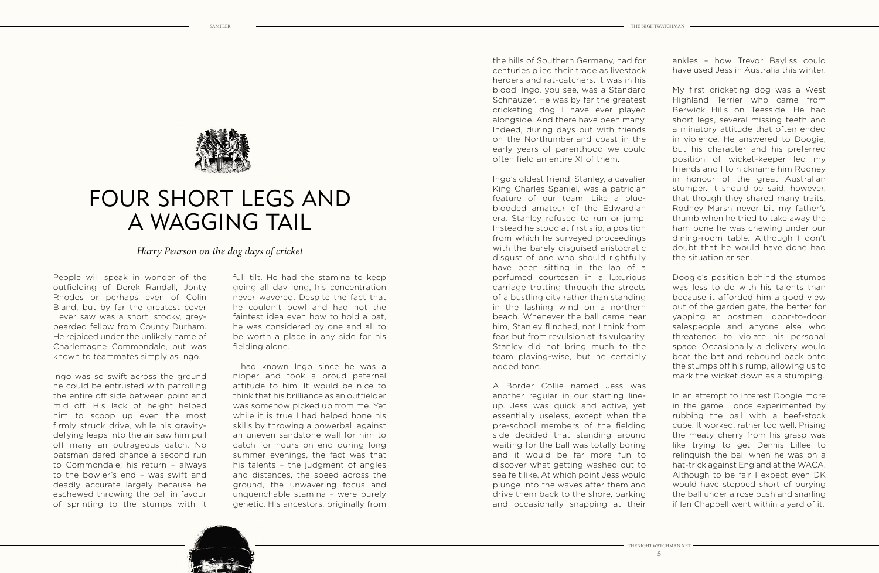# FOUR SHORT LEGS AND A WAGGING TAIL

*Harry Pearson on the dog days of cricket*

People will speak in wonder of the outfielding of Derek Randall, Jonty Rhodes or perhaps even of Colin Bland, but by far the greatest cover I ever saw was a short, stocky, grey-bearded fellow from County Durham. He rejoiced under the unlikely name of Charlemagne Commondale, but was known to teammates simply as Ingo.

Ingo was so swift across the ground he could be entrusted with patrolling the entire off side between point and mid off. His lack of height helped him to scoop up even the most firmly struck drive, while his gravity-defying leaps into the air saw him pull off many an outrageous catch. No batsman dared chance a second run to Commondale; his return – always to the bowler's end – was swift and deadly accurate largely because he eschewed throwing the ball in favour of sprinting to the stumps with it full tilt. He had the stamina to keep going all day long, his concentration never wavered. Despite the fact that he couldn't bowl and had not the faintest idea even how to hold a bat, he was considered by one and all to be worth a place in any side for his fielding alone.

I had known Ingo since he was a nipper and took a proud paternal attitude to him. It would be nice to think that his brilliance as an outfielder was somehow picked up from me. Yet while it is true I had helped hone his skills by throwing a powerball against an uneven sandstone wall for him to catch for hours on end during long summer evenings, the fact was that his talents – the judgment of angles and distances, the speed across the ground, the unwavering focus and unquenchable stamina – were purely genetic. His ancestors, originally from the hills of Southern Germany, had for centuries plied their trade as livestock herders and rat-catchers. It was in his blood. Ingo, you see, was a Standard Schnauzer. He was by far the greatest cricketing dog I have ever played alongside. And there have been many. Indeed, during days out with friends on the Northumberland coast in the early years of parenthood we could often field an entire XI of them.

Ingo's oldest friend, Stanley, a cavalier King Charles Spaniel, was a patrician feature of our team. Like a blue-blooded amateur of the Edwardian era, Stanley refused to run or jump. Instead he stood at first slip, a position from which he surveyed proceedings with the barely disguised aristocratic disgust of one who should rightfully have been sitting in the lap of a perfumed courtesan in a luxurious carriage trotting through the streets of a bustling city rather than standing in the lashing wind on a northern beach. Whenever the ball came near him, Stanley flinched, not I think from fear, but from revulsion at its vulgarity. Stanley did not bring much to the team playing-wise, but he certainly added tone.

A Border Collie named Jess was another regular in our starting line-up. Jess was quick and active, yet essentially useless, except when the pre-school members of the fielding side decided that standing around waiting for the ball was totally boring and it would be far more fun to discover what getting washed out to sea felt like. At which point Jess would plunge into the waves after them and drive them back to the shore, barking and occasionally snapping at their ankles – how Trevor Bayliss could have used Jess in Australia this winter.

My first cricketing dog was a West Highland Terrier who came from Berwick Hills on Teesside. He had short legs, several missing teeth and a minatory attitude that often ended in violence. He answered to Doogie, but his character and his preferred position of wicket-keeper led my friends and I to nickname him Rodney in honour of the great Australian stumper. It should be said, however, that though they shared many traits, Rodney Marsh never bit my father's thumb when he tried to take away the ham bone he was chewing under our dining-room table. Although I don't doubt that he would have done had the situation arisen.

Doogie's position behind the stumps was less to do with his talents than because it afforded him a good view out of the garden gate, the better for yapping at postmen, door-to-door salespeople and anyone else who threatened to violate his personal space. Occasionally a delivery would beat the bat and rebound back onto the stumps off his rump, allowing us to mark the wicket down as a stumping.

In an attempt to interest Doogie more in the game I once experimented by rubbing the ball with a beef-stock cube. It worked, rather too well. Prising the meaty cherry from his grasp was like trying to get Dennis Lillee to relinquish the ball when he was on a hat-trick against England at the WACA. Although to be fair I expect even DK would have stopped short of burying the ball under a rose bush and snarling if Ian Chappell went within a yard of it.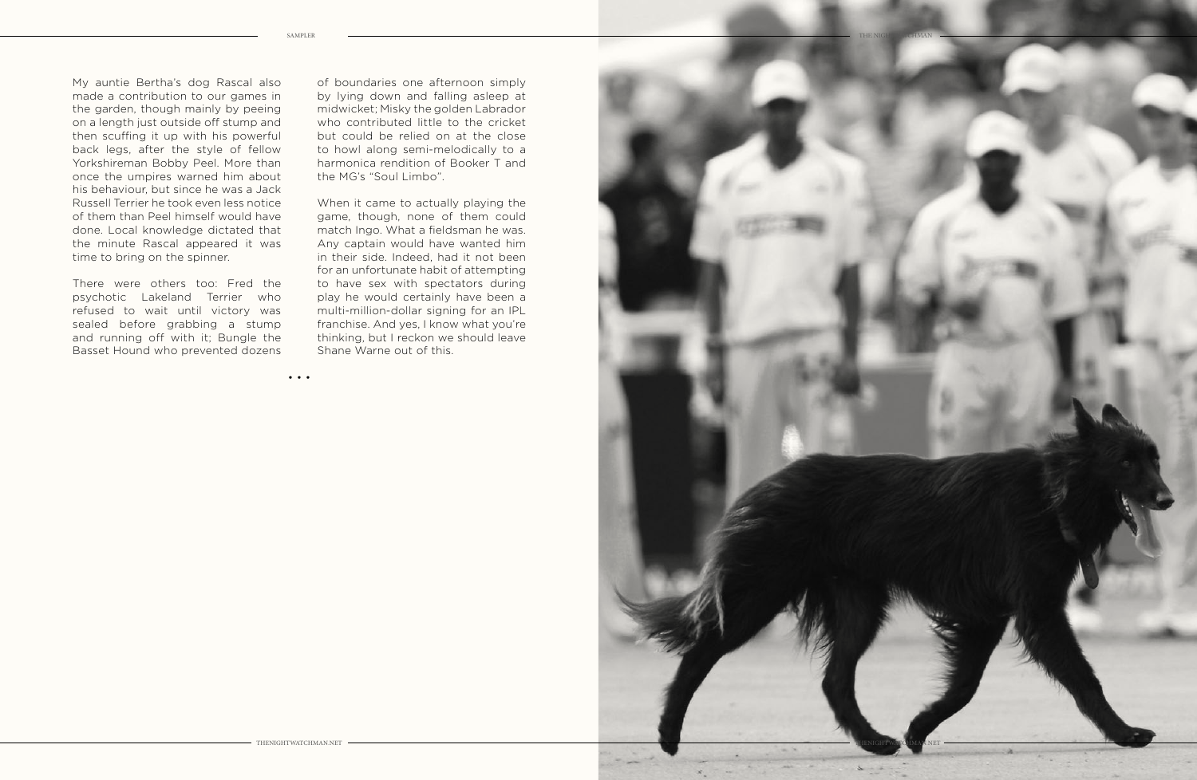My auntie Bertha's dog Rascal also made a contribution to our games in the garden, though mainly by peeing on a length just outside off stump and then scuffing it up with his powerful back legs, after the style of fellow Yorkshireman Bobby Peel. More than once the umpires warned him about his behaviour, but since he was a Jack Russell Terrier he took even less notice of them than Peel himself would have done. Local knowledge dictated that the minute Rascal appeared it was time to bring on the spinner.

There were others too: Fred the psychotic Lakeland Terrier who refused to wait until victory was sealed before grabbing a stump and running off with it; Bungle the Basset Hound who prevented dozens of boundaries one afternoon simply by lying down and falling asleep at midwicket; Misky the golden Labrador who contributed little to the cricket but could be relied on at the close to howl along semi-melodically to a harmonica rendition of Booker T and the MG's "Soul Limbo".

When it came to actually playing the game, though, none of them could match Ingo. What a fieldsman he was. Any captain would have wanted him in their side. Indeed, had it not been for an unfortunate habit of attempting to have sex with spectators during play he would certainly have been a multi-million-dollar signing for an IPL franchise. And yes, I know what you're thinking, but I reckon we should leave Shane Warne out of this.

• • •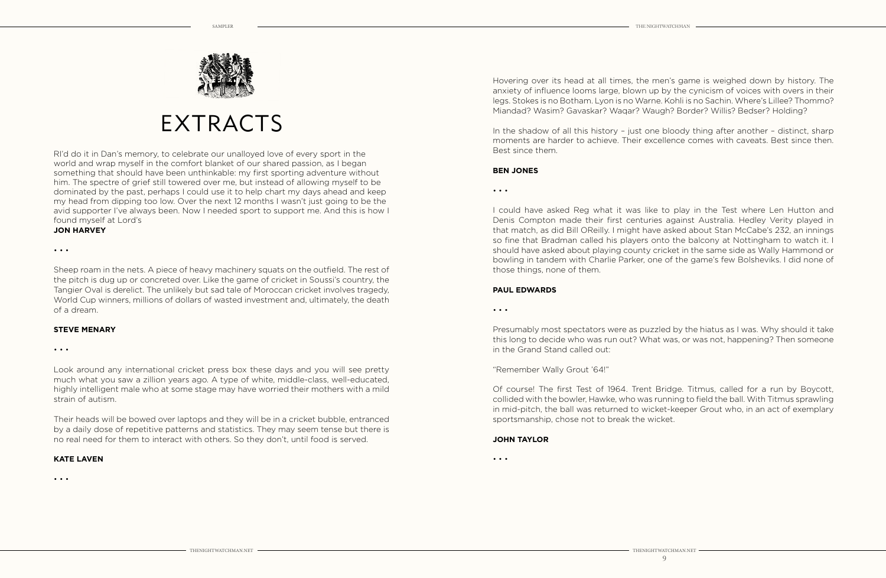# EXTRACTS

RI'd do it in Dan's memory, to celebrate our unalloyed love of every sport in the world and wrap myself in the comfort blanket of our shared passion, as I began something that should have been unthinkable: my first sporting adventure without him. The spectre of grief still towered over me, but instead of allowing myself to be dominated by the past, perhaps I could use it to help chart my days ahead and keep my head from dipping too low. Over the next 12 months I wasn't just going to be the avid supporter I've always been. Now I needed sport to support me. And this is how I found myself at Lord's

**JON HARVEY**

• • •

Sheep roam in the nets. A piece of heavy machinery squats on the outfield. The rest of the pitch is dug up or concreted over. Like the game of cricket in Soussi's country, the Tangier Oval is derelict. The unlikely but sad tale of Moroccan cricket involves tragedy, World Cup winners, millions of dollars of wasted investment and, ultimately, the death of a dream.

**STEVE MENARY**

• • •

Look around any international cricket press box these days and you will see pretty much what you saw a zillion years ago. A type of white, middle-class, well-educated, highly intelligent male who at some stage may have worried their mothers with a mild strain of autism.

Their heads will be bowed over laptops and they will be in a cricket bubble, entranced by a daily dose of repetitive patterns and statistics. They may seem tense but there is no real need for them to interact with others. So they don't, until food is served.

**KATE LAVEN**

• • •

Hovering over its head at all times, the men's game is weighed down by history. The anxiety of influence looms large, blown up by the cynicism of voices with overs in their legs. Stokes is no Botham. Lyon is no Warne. Kohli is no Sachin. Where's Lillee? Thommo? Miandad? Wasim? Gavaskar? Waqar? Waugh? Border? Willis? Bedser? Holding?

In the shadow of all this history – just one bloody thing after another – distinct, sharp moments are harder to achieve. Their excellence comes with caveats. Best since then. Best since them.

**BEN JONES**

• • •

I could have asked Reg what it was like to play in the Test where Len Hutton and Denis Compton made their first centuries against Australia. Hedley Verity played in that match, as did Bill OReilly. I might have asked about Stan McCabe's 232, an innings so fine that Bradman called his players onto the balcony at Nottingham to watch it. I should have asked about playing county cricket in the same side as Wally Hammond or bowling in tandem with Charlie Parker, one of the game's few Bolsheviks. I did none of those things, none of them.

**PAUL EDWARDS**

• • •

Presumably most spectators were as puzzled by the hiatus as I was. Why should it take this long to decide who was run out? What was, or was not, happening? Then someone in the Grand Stand called out:

"Remember Wally Grout '64!"

Of course! The first Test of 1964. Trent Bridge. Titmus, called for a run by Boycott, collided with the bowler, Hawke, who was running to field the ball. With Titmus sprawling in mid-pitch, the ball was returned to wicket-keeper Grout who, in an act of exemplary sportsmanship, chose not to break the wicket.

**JOHN TAYLOR**

• • •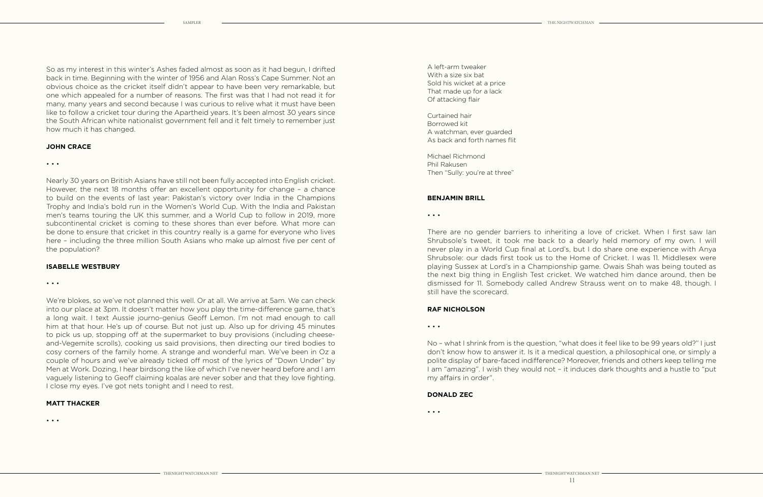So as my interest in this winter's Ashes faded almost as soon as it had begun, I drifted back in time. Beginning with the winter of 1956 and Alan Ross's Cape Summer. Not an obvious choice as the cricket itself didn't appear to have been very remarkable, but one which appealed for a number of reasons. The first was that I had not read it for many, many years and second because I was curious to relive what it must have been like to follow a cricket tour during the Apartheid years. It's been almost 30 years since the South African white nationalist government fell and it felt timely to remember just how much it has changed.

**JOHN CRACE**

• • •

Nearly 30 years on British Asians have still not been fully accepted into English cricket. However, the next 18 months offer an excellent opportunity for change – a chance to build on the events of last year: Pakistan's victory over India in the Champions Trophy and India's bold run in the Women's World Cup. With the India and Pakistan men's teams touring the UK this summer, and a World Cup to follow in 2019, more subcontinental cricket is coming to these shores than ever before. What more can be done to ensure that cricket in this country really is a game for everyone who lives here – including the three million South Asians who make up almost five per cent of the population?

**ISABELLE WESTBURY**

• • •

We're blokes, so we've not planned this well. Or at all. We arrive at 5am. We can check into our place at 3pm. It doesn't matter how you play the time-difference game, that's a long wait. I text Aussie journo-genius Geoff Lemon. I'm not mad enough to call him at that hour. He's up of course. But not just up. Also up for driving 45 minutes to pick us up, stopping off at the supermarket to buy provisions (including cheese-and-Vegemite scrolls), cooking us said provisions, then directing our tired bodies to cosy corners of the family home. A strange and wonderful man. We've been in Oz a couple of hours and we've already ticked off most of the lyrics of "Down Under" by Men at Work. Dozing, I hear birdsong the like of which I've never heard before and I am vaguely listening to Geoff claiming koalas are never sober and that they love fighting. I close my eyes. I've got nets tonight and I need to rest.

**MATT THACKER**

• • •

A left-arm tweaker
With a size six bat
Sold his wicket at a price
That made up for a lack
Of attacking flair

Curtained hair
Borrowed kit
A watchman, ever guarded
As back and forth names flit

Michael Richmond
Phil Rakusen
Then "Sully: you're at three"

**BENJAMIN BRILL**

• • •

There are no gender barriers to inheriting a love of cricket. When I first saw Ian Shrubsole's tweet, it took me back to a dearly held memory of my own. I will never play in a World Cup final at Lord's, but I do share one experience with Anya Shrubsole: our dads first took us to the Home of Cricket. I was 11. Middlesex were playing Sussex at Lord's in a Championship game. Owais Shah was being touted as the next big thing in English Test cricket. We watched him dance around, then be dismissed for 11. Somebody called Andrew Strauss went on to make 48, though. I still have the scorecard.

**RAF NICHOLSON**

• • •

No – what I shrink from is the question, "what does it feel like to be 99 years old?" I just don't know how to answer it. Is it a medical question, a philosophical one, or simply a polite display of bare-faced indifference? Moreover, friends and others keep telling me I am "amazing". I wish they would not – it induces dark thoughts and a hustle to "put my affairs in order".

**DONALD ZEC**

• • •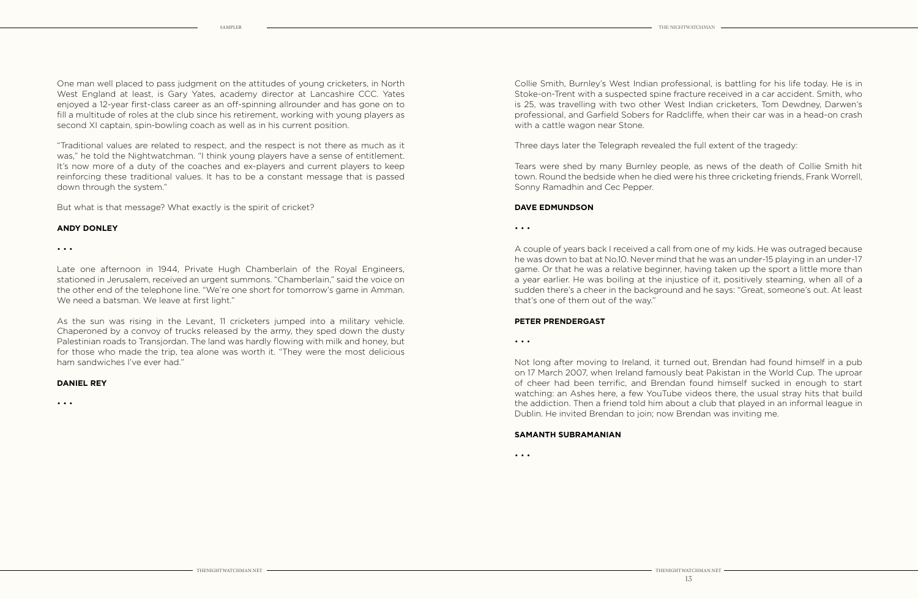One man well placed to pass judgment on the attitudes of young cricketers, in North West England at least, is Gary Yates, academy director at Lancashire CCC. Yates enjoyed a 12-year first-class career as an off-spinning allrounder and has gone on to fill a multitude of roles at the club since his retirement, working with young players as second XI captain, spin-bowling coach as well as in his current position.

"Traditional values are related to respect, and the respect is not there as much as it was," he told the Nightwatchman. "I think young players have a sense of entitlement. It's now more of a duty of the coaches and ex-players and current players to keep reinforcing these traditional values. It has to be a constant message that is passed down through the system."

But what is that message? What exactly is the spirit of cricket?

**ANDY DONLEY**

• • •

Late one afternoon in 1944, Private Hugh Chamberlain of the Royal Engineers, stationed in Jerusalem, received an urgent summons. "Chamberlain," said the voice on the other end of the telephone line. "We're one short for tomorrow's game in Amman. We need a batsman. We leave at first light."

As the sun was rising in the Levant, 11 cricketers jumped into a military vehicle. Chaperoned by a convoy of trucks released by the army, they sped down the dusty Palestinian roads to Transjordan. The land was hardly flowing with milk and honey, but for those who made the trip, tea alone was worth it. "They were the most delicious ham sandwiches I've ever had."

**DANIEL REY**

• • •

Collie Smith, Burnley's West Indian professional, is battling for his life today. He is in Stoke-on-Trent with a suspected spine fracture received in a car accident. Smith, who is 25, was travelling with two other West Indian cricketers, Tom Dewdney, Darwen's professional, and Garfield Sobers for Radcliffe, when their car was in a head-on crash with a cattle wagon near Stone.

Three days later the Telegraph revealed the full extent of the tragedy:

Tears were shed by many Burnley people, as news of the death of Collie Smith hit town. Round the bedside when he died were his three cricketing friends, Frank Worrell, Sonny Ramadhin and Cec Pepper.

**DAVE EDMUNDSON**

• • •

A couple of years back I received a call from one of my kids. He was outraged because he was down to bat at No.10. Never mind that he was an under-15 playing in an under-17 game. Or that he was a relative beginner, having taken up the sport a little more than a year earlier. He was boiling at the injustice of it, positively steaming, when all of a sudden there's a cheer in the background and he says: "Great, someone's out. At least that's one of them out of the way."

**PETER PRENDERGAST**

• • •

Not long after moving to Ireland, it turned out, Brendan had found himself in a pub on 17 March 2007, when Ireland famously beat Pakistan in the World Cup. The uproar of cheer had been terrific, and Brendan found himself sucked in enough to start watching: an Ashes here, a few YouTube videos there, the usual stray hits that build the addiction. Then a friend told him about a club that played in an informal league in Dublin. He invited Brendan to join; now Brendan was inviting me.

**SAMANTH SUBRAMANIAN**

• • •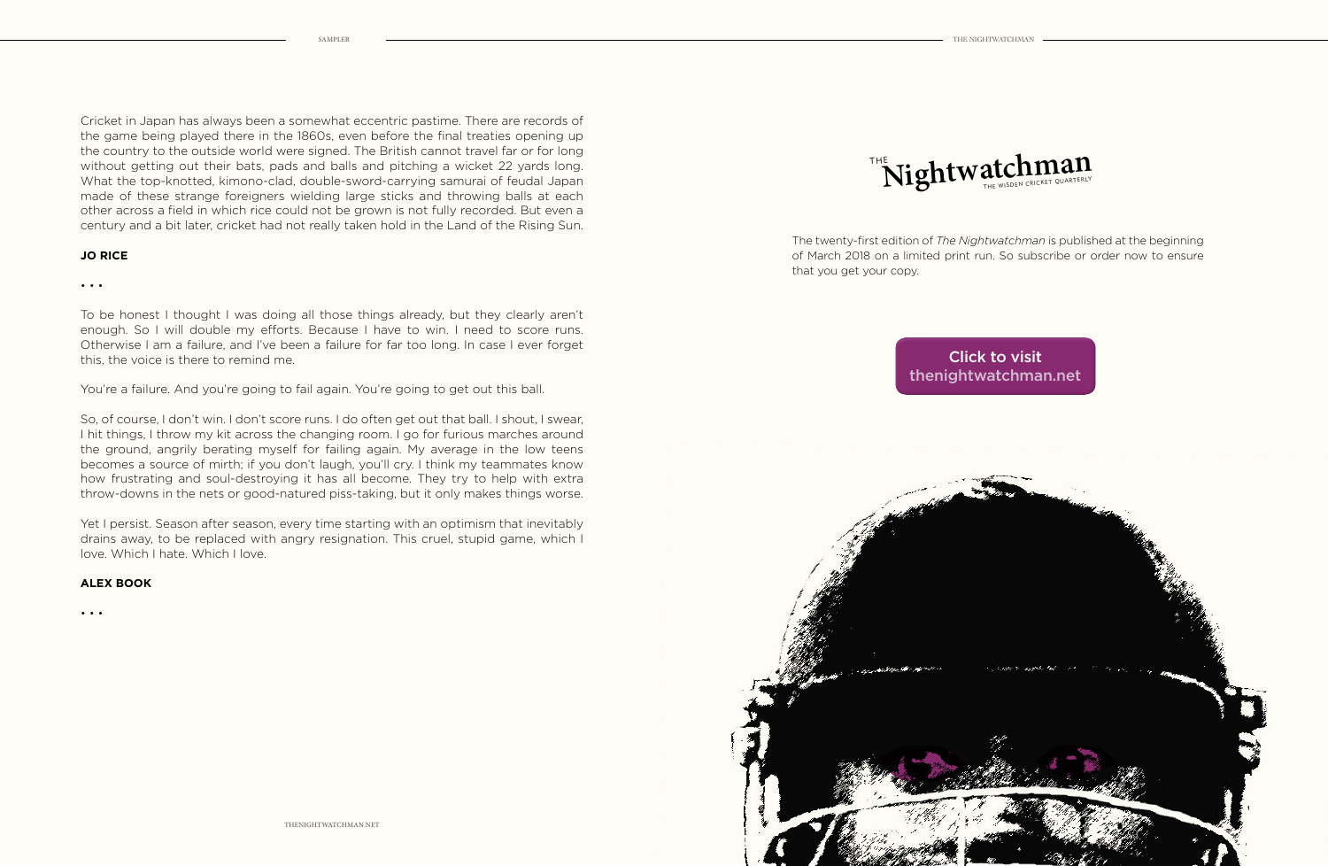Cricket in Japan has always been a somewhat eccentric pastime. There are records of the game being played there in the 1860s, even before the final treaties opening up the country to the outside world were signed. The British cannot travel far or for long without getting out their bats, pads and balls and pitching a wicket 22 yards long. What the top-knotted, kimono-clad, double-sword-carrying samurai of feudal Japan made of these strange foreigners wielding large sticks and throwing balls at each other across a field in which rice could not be grown is not fully recorded. But even a century and a bit later, cricket had not really taken hold in the Land of the Rising Sun.

**JO RICE**

• • •

To be honest I thought I was doing all those things already, but they clearly aren't enough. So I will double my efforts. Because I have to win. I need to score runs. Otherwise I am a failure, and I've been a failure for far too long. In case I ever forget this, the voice is there to remind me.

You're a failure. And you're going to fail again. You're going to get out this ball.

So, of course, I don't win. I don't score runs. I do often get out that ball. I shout, I swear, I hit things, I throw my kit across the changing room. I go for furious marches around the ground, angrily berating myself for failing again. My average in the low teens becomes a source of mirth; if you don't laugh, you'll cry. I think my teammates know how frustrating and soul-destroying it has all become. They try to help with extra throw-downs in the nets or good-natured piss-taking, but it only makes things worse.

Yet I persist. Season after season, every time starting with an optimism that inevitably drains away, to be replaced with angry resignation. This cruel, stupid game, which I love. Which I hate. Which I love.

**ALEX BOOK**

• • •

THE Nightwatchman THE WISDEN CRICKET QUARTERLY

The twenty-first edition of *The Nightwatchman* is published at the beginning of March 2018 on a limited print run. So subscribe or order now to ensure that you get your copy.

Click to visit thenightwatchman.net